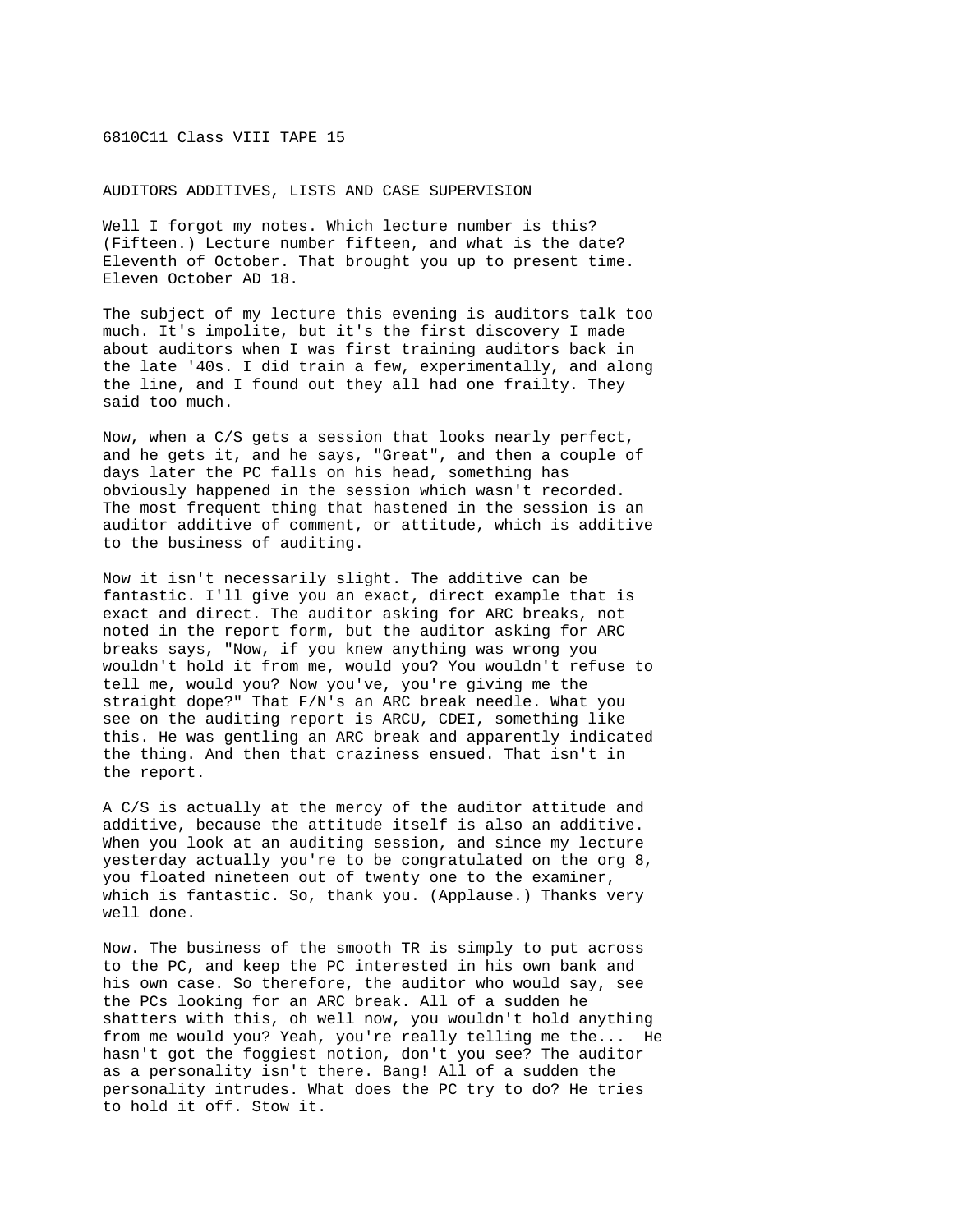6810C11 Class VIII TAPE 15

AUDITORS ADDITIVES, LISTS AND CASE SUPERVISION

Well I forgot my notes. Which lecture number is this? (Fifteen.) Lecture number fifteen, and what is the date? Eleventh of October. That brought you up to present time. Eleven October AD 18.

The subject of my lecture this evening is auditors talk too much. It's impolite, but it's the first discovery I made about auditors when I was first training auditors back in the late '40s. I did train a few, experimentally, and along the line, and I found out they all had one frailty. They said too much.

Now, when a C/S gets a session that looks nearly perfect, and he gets it, and he says, "Great", and then a couple of days later the PC falls on his head, something has obviously happened in the session which wasn't recorded. The most frequent thing that hastened in the session is an auditor additive of comment, or attitude, which is additive to the business of auditing.

Now it isn't necessarily slight. The additive can be fantastic. I'll give you an exact, direct example that is exact and direct. The auditor asking for ARC breaks, not noted in the report form, but the auditor asking for ARC breaks says, "Now, if you knew anything was wrong you wouldn't hold it from me, would you? You wouldn't refuse to tell me, would you? Now you've, you're giving me the straight dope?" That F/N's an ARC break needle. What you see on the auditing report is ARCU, CDEI, something like this. He was gentling an ARC break and apparently indicated the thing. And then that craziness ensued. That isn't in the report.

A C/S is actually at the mercy of the auditor attitude and additive, because the attitude itself is also an additive. When you look at an auditing session, and since my lecture yesterday actually you're to be congratulated on the org 8, you floated nineteen out of twenty one to the examiner, which is fantastic. So, thank you. (Applause.) Thanks very well done.

Now. The business of the smooth TR is simply to put across to the PC, and keep the PC interested in his own bank and his own case. So therefore, the auditor who would say, see the PCs looking for an ARC break. All of a sudden he shatters with this, oh well now, you wouldn't hold anything from me would you? Yeah, you're really telling me the... He hasn't got the foggiest notion, don't you see? The auditor as a personality isn't there. Bang! All of a sudden the personality intrudes. What does the PC try to do? He tries to hold it off. Stow it.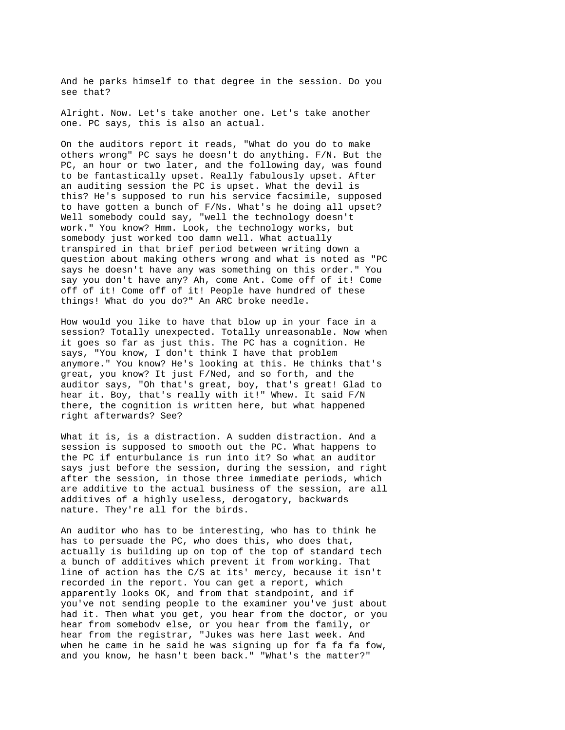And he parks himself to that degree in the session. Do you see that?

Alright. Now. Let's take another one. Let's take another one. PC says, this is also an actual.

On the auditors report it reads, "What do you do to make others wrong" PC says he doesn't do anything. F/N. But the PC, an hour or two later, and the following day, was found to be fantastically upset. Really fabulously upset. After an auditing session the PC is upset. What the devil is this? He's supposed to run his service facsimile, supposed to have gotten a bunch of F/Ns. What's he doing all upset? Well somebody could say, "well the technology doesn't work." You know? Hmm. Look, the technology works, but somebody just worked too damn well. What actually transpired in that brief period between writing down a question about making others wrong and what is noted as "PC says he doesn't have any was something on this order." You say you don't have any? Ah, come Ant. Come off of it! Come off of it! Come off of it! People have hundred of these things! What do you do?" An ARC broke needle.

How would you like to have that blow up in your face in a session? Totally unexpected. Totally unreasonable. Now when it goes so far as just this. The PC has a cognition. He says, "You know, I don't think I have that problem anymore." You know? He's looking at this. He thinks that's great, you know? It just F/Ned, and so forth, and the auditor says, "Oh that's great, boy, that's great! Glad to hear it. Boy, that's really with it!" Whew. It said F/N there, the cognition is written here, but what happened right afterwards? See?

What it is, is a distraction. A sudden distraction. And a session is supposed to smooth out the PC. What happens to the PC if enturbulance is run into it? So what an auditor says just before the session, during the session, and right after the session, in those three immediate periods, which are additive to the actual business of the session, are all additives of a highly useless, derogatory, backwards nature. They're all for the birds.

An auditor who has to be interesting, who has to think he has to persuade the PC, who does this, who does that, actually is building up on top of the top of standard tech a bunch of additives which prevent it from working. That line of action has the C/S at its' mercy, because it isn't recorded in the report. You can get a report, which apparently looks OK, and from that standpoint, and if you've not sending people to the examiner you've just about had it. Then what you get, you hear from the doctor, or you hear from somebodv else, or you hear from the family, or hear from the registrar, "Jukes was here last week. And when he came in he said he was signing up for fa fa fa fow, and you know, he hasn't been back." "What's the matter?"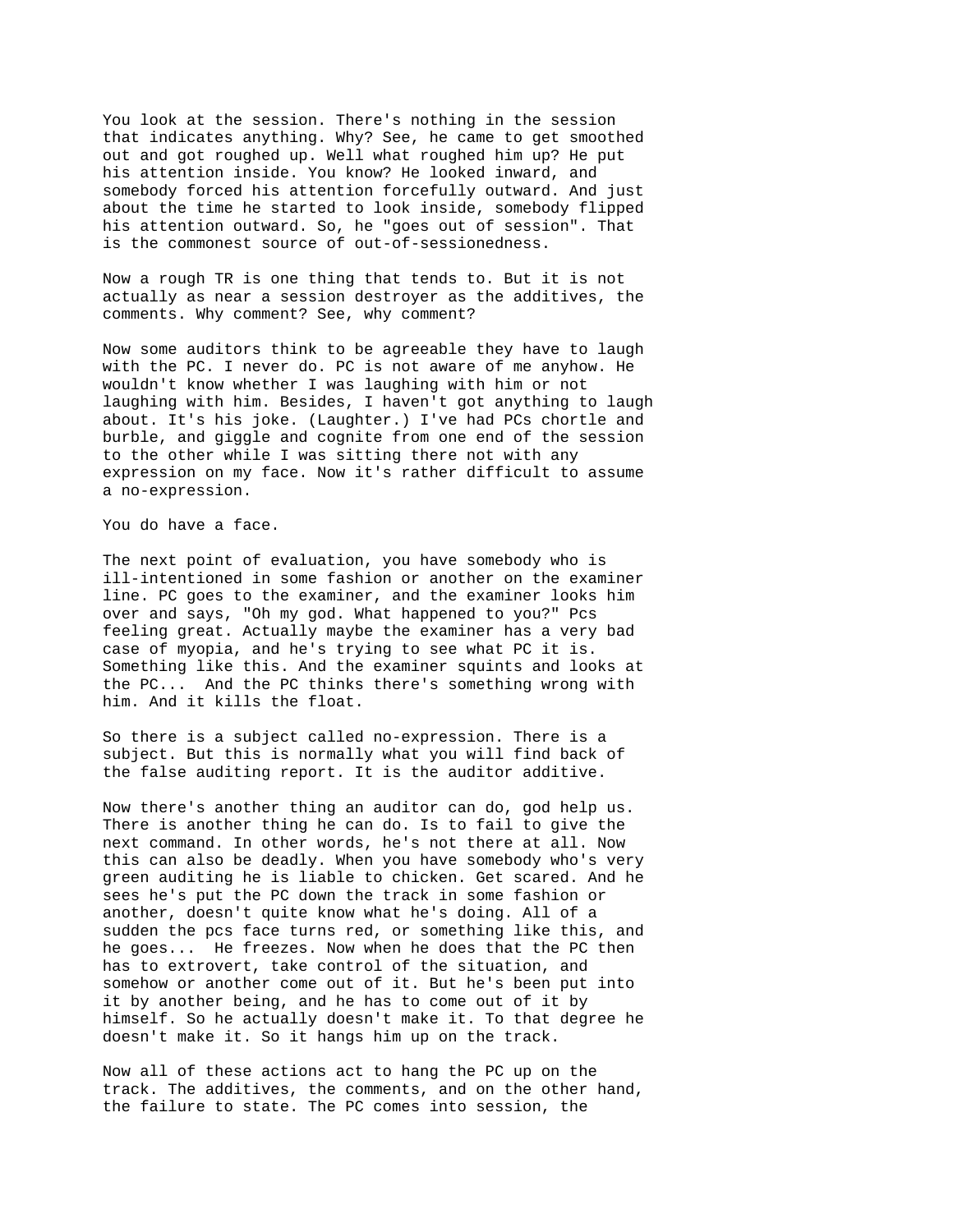You look at the session. There's nothing in the session that indicates anything. Why? See, he came to get smoothed out and got roughed up. Well what roughed him up? He put his attention inside. You know? He looked inward, and somebody forced his attention forcefully outward. And just about the time he started to look inside, somebody flipped his attention outward. So, he "goes out of session". That is the commonest source of out-of-sessionedness.

Now a rough TR is one thing that tends to. But it is not actually as near a session destroyer as the additives, the comments. Why comment? See, why comment?

Now some auditors think to be agreeable they have to laugh with the PC. I never do. PC is not aware of me anyhow. He wouldn't know whether I was laughing with him or not laughing with him. Besides, I haven't got anything to laugh about. It's his joke. (Laughter.) I've had PCs chortle and burble, and giggle and cognite from one end of the session to the other while I was sitting there not with any expression on my face. Now it's rather difficult to assume a no-expression.

You do have a face.

The next point of evaluation, you have somebody who is ill-intentioned in some fashion or another on the examiner line. PC goes to the examiner, and the examiner looks him over and says, "Oh my god. What happened to you?" Pcs feeling great. Actually maybe the examiner has a very bad case of myopia, and he's trying to see what PC it is. Something like this. And the examiner squints and looks at the PC... And the PC thinks there's something wrong with him. And it kills the float.

So there is a subject called no-expression. There is a subject. But this is normally what you will find back of the false auditing report. It is the auditor additive.

Now there's another thing an auditor can do, god help us. There is another thing he can do. Is to fail to give the next command. In other words, he's not there at all. Now this can also be deadly. When you have somebody who's very green auditing he is liable to chicken. Get scared. And he sees he's put the PC down the track in some fashion or another, doesn't quite know what he's doing. All of a sudden the pcs face turns red, or something like this, and he goes... He freezes. Now when he does that the PC then has to extrovert, take control of the situation, and somehow or another come out of it. But he's been put into it by another being, and he has to come out of it by himself. So he actually doesn't make it. To that degree he doesn't make it. So it hangs him up on the track.

Now all of these actions act to hang the PC up on the track. The additives, the comments, and on the other hand, the failure to state. The PC comes into session, the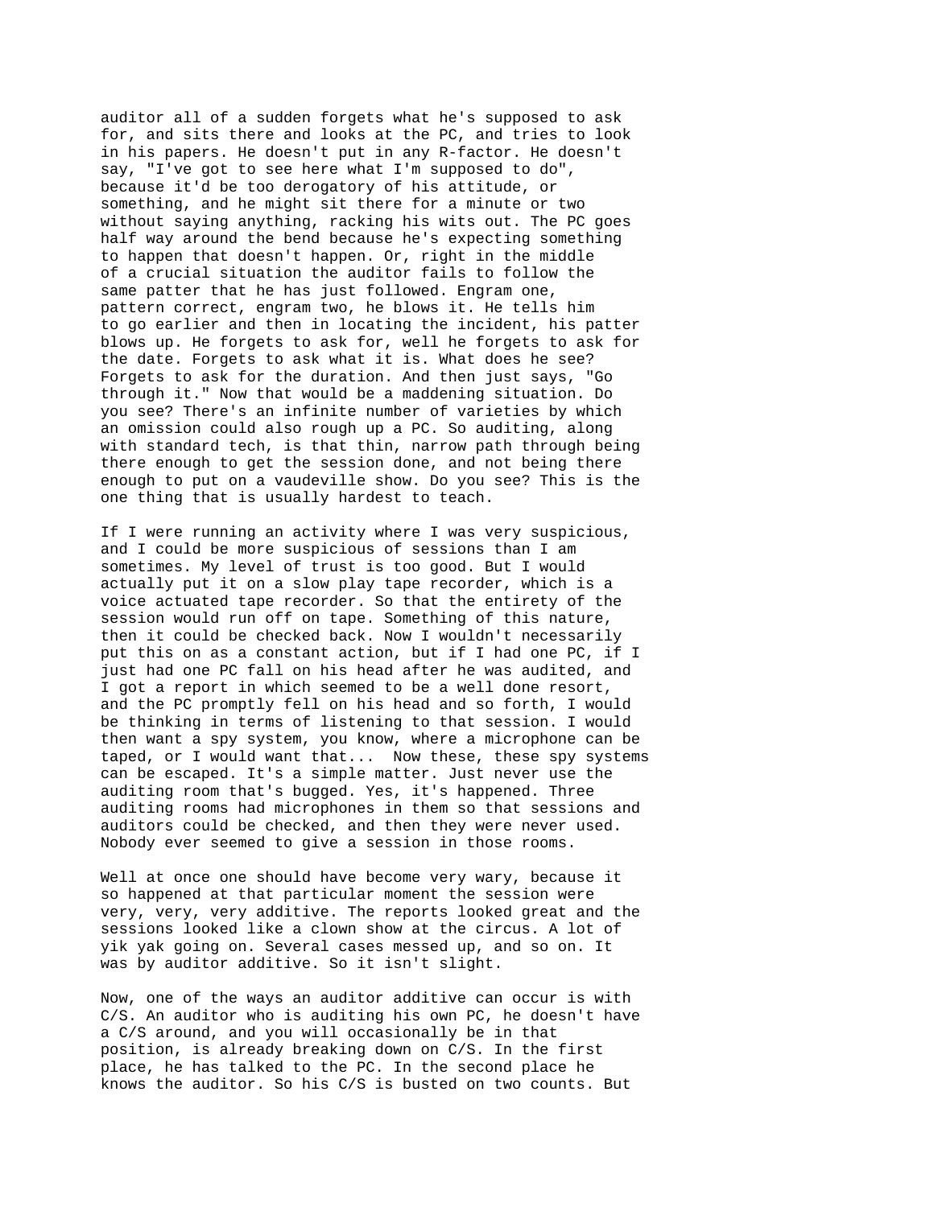auditor all of a sudden forgets what he's supposed to ask for, and sits there and looks at the PC, and tries to look in his papers. He doesn't put in any R-factor. He doesn't say, "I've got to see here what I'm supposed to do", because it'd be too derogatory of his attitude, or something, and he might sit there for a minute or two without saying anything, racking his wits out. The PC goes half way around the bend because he's expecting something to happen that doesn't happen. Or, right in the middle of a crucial situation the auditor fails to follow the same patter that he has just followed. Engram one, pattern correct, engram two, he blows it. He tells him to go earlier and then in locating the incident, his patter blows up. He forgets to ask for, well he forgets to ask for the date. Forgets to ask what it is. What does he see? Forgets to ask for the duration. And then just says, "Go through it." Now that would be a maddening situation. Do you see? There's an infinite number of varieties by which an omission could also rough up a PC. So auditing, along with standard tech, is that thin, narrow path through being there enough to get the session done, and not being there enough to put on a vaudeville show. Do you see? This is the one thing that is usually hardest to teach.

If I were running an activity where I was very suspicious, and I could be more suspicious of sessions than I am sometimes. My level of trust is too good. But I would actually put it on a slow play tape recorder, which is a voice actuated tape recorder. So that the entirety of the session would run off on tape. Something of this nature, then it could be checked back. Now I wouldn't necessarily put this on as a constant action, but if I had one PC, if I just had one PC fall on his head after he was audited, and I got a report in which seemed to be a well done resort, and the PC promptly fell on his head and so forth, I would be thinking in terms of listening to that session. I would then want a spy system, you know, where a microphone can be taped, or I would want that...  Now these, these spy systems can be escaped. It's a simple matter. Just never use the auditing room that's bugged. Yes, it's happened. Three auditing rooms had microphones in them so that sessions and auditors could be checked, and then they were never used. Nobody ever seemed to give a session in those rooms.

Well at once one should have become very wary, because it so happened at that particular moment the session were very, very, very additive. The reports looked great and the sessions looked like a clown show at the circus. A lot of yik yak going on. Several cases messed up, and so on. It was by auditor additive. So it isn't slight.

Now, one of the ways an auditor additive can occur is with C/S. An auditor who is auditing his own PC, he doesn't have a C/S around, and you will occasionally be in that position, is already breaking down on C/S. In the first place, he has talked to the PC. In the second place he knows the auditor. So his C/S is busted on two counts. But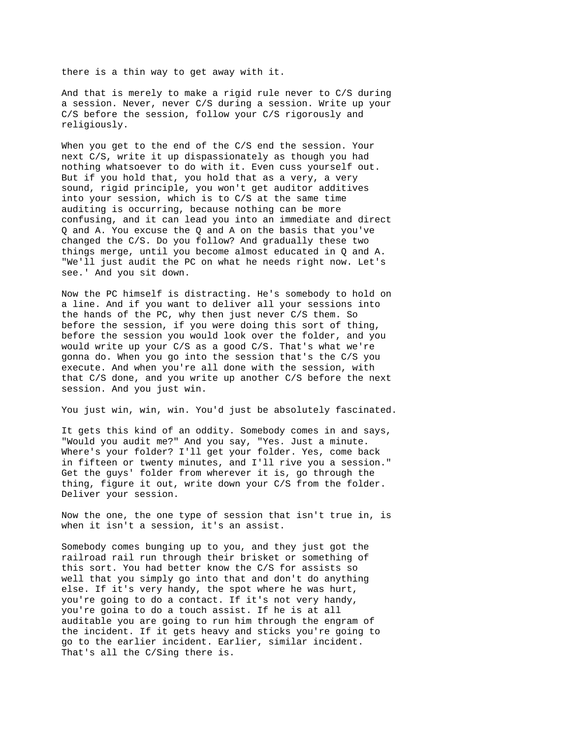there is a thin way to get away with it.

And that is merely to make a rigid rule never to C/S during a session. Never, never C/S during a session. Write up your C/S before the session, follow your C/S rigorously and religiously.

When you get to the end of the C/S end the session. Your next C/S, write it up dispassionately as though you had nothing whatsoever to do with it. Even cuss yourself out. But if you hold that, you hold that as a very, a very sound, rigid principle, you won't get auditor additives into your session, which is to C/S at the same time auditing is occurring, because nothing can be more confusing, and it can lead you into an immediate and direct Q and A. You excuse the Q and A on the basis that you've changed the C/S. Do you follow? And gradually these two things merge, until you become almost educated in Q and A. "We'll just audit the PC on what he needs right now. Let's see.' And you sit down.

Now the PC himself is distracting. He's somebody to hold on a line. And if you want to deliver all your sessions into the hands of the PC, why then just never C/S them. So before the session, if you were doing this sort of thing, before the session you would look over the folder, and you would write up your C/S as a good C/S. That's what we're gonna do. When you go into the session that's the C/S you execute. And when you're all done with the session, with that C/S done, and you write up another C/S before the next session. And you just win.

You just win, win, win. You'd just be absolutely fascinated.

It gets this kind of an oddity. Somebody comes in and says, "Would you audit me?" And you say, "Yes. Just a minute. Where's your folder? I'll get your folder. Yes, come back in fifteen or twenty minutes, and I'll rive you a session." Get the guys' folder from wherever it is, go through the thing, figure it out, write down your C/S from the folder. Deliver your session.

Now the one, the one type of session that isn't true in, is when it isn't a session, it's an assist.

Somebody comes bunging up to you, and they just got the railroad rail run through their brisket or something of this sort. You had better know the C/S for assists so well that you simply go into that and don't do anything else. If it's very handy, the spot where he was hurt, you're going to do a contact. If it's not very handy, you're goina to do a touch assist. If he is at all auditable you are going to run him through the engram of the incident. If it gets heavy and sticks you're going to go to the earlier incident. Earlier, similar incident. That's all the C/Sing there is.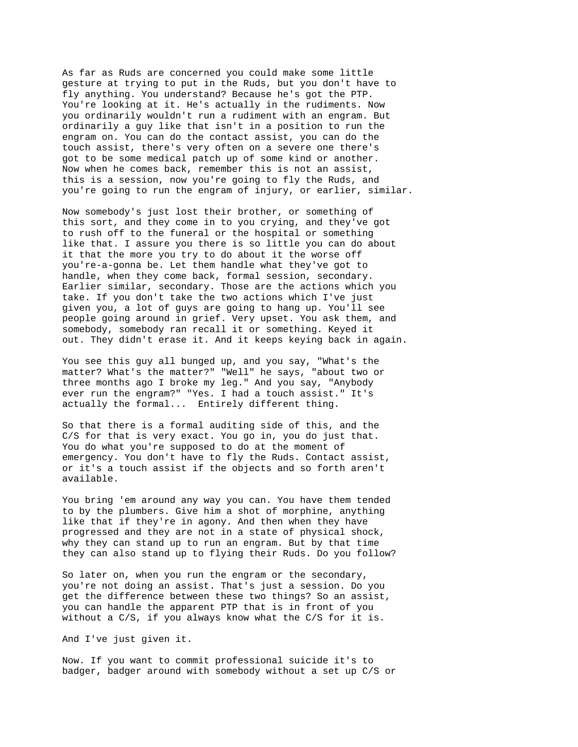As far as Ruds are concerned you could make some little gesture at trying to put in the Ruds, but you don't have to fly anything. You understand? Because he's got the PTP. You're looking at it. He's actually in the rudiments. Now you ordinarily wouldn't run a rudiment with an engram. But ordinarily a guy like that isn't in a position to run the engram on. You can do the contact assist, you can do the touch assist, there's very often on a severe one there's got to be some medical patch up of some kind or another. Now when he comes back, remember this is not an assist, this is a session, now you're going to fly the Ruds, and you're going to run the engram of injury, or earlier, similar.

Now somebody's just lost their brother, or something of this sort, and they come in to you crying, and they've got to rush off to the funeral or the hospital or something like that. I assure you there is so little you can do about it that the more you try to do about it the worse off you're-a-gonna be. Let them handle what they've got to handle, when they come back, formal session, secondary. Earlier similar, secondary. Those are the actions which you take. If you don't take the two actions which I've just given you, a lot of guys are going to hang up. You'll see people going around in grief. Very upset. You ask them, and somebody, somebody ran recall it or something. Keyed it out. They didn't erase it. And it keeps keying back in again.

You see this guy all bunged up, and you say, "What's the matter? What's the matter?" "Well" he says, "about two or three months ago I broke my leg." And you say, "Anybody ever run the engram?" "Yes. I had a touch assist." It's actually the formal... Entirely different thing.

So that there is a formal auditing side of this, and the C/S for that is very exact. You go in, you do just that. You do what you're supposed to do at the moment of emergency. You don't have to fly the Ruds. Contact assist, or it's a touch assist if the objects and so forth aren't available.

You bring 'em around any way you can. You have them tended to by the plumbers. Give him a shot of morphine, anything like that if they're in agony. And then when they have progressed and they are not in a state of physical shock, why they can stand up to run an engram. But by that time they can also stand up to flying their Ruds. Do you follow?

So later on, when you run the engram or the secondary, you're not doing an assist. That's just a session. Do you get the difference between these two things? So an assist, you can handle the apparent PTP that is in front of you without a C/S, if you always know what the C/S for it is.

And I've just given it.

Now. If you want to commit professional suicide it's to badger, badger around with somebody without a set up C/S or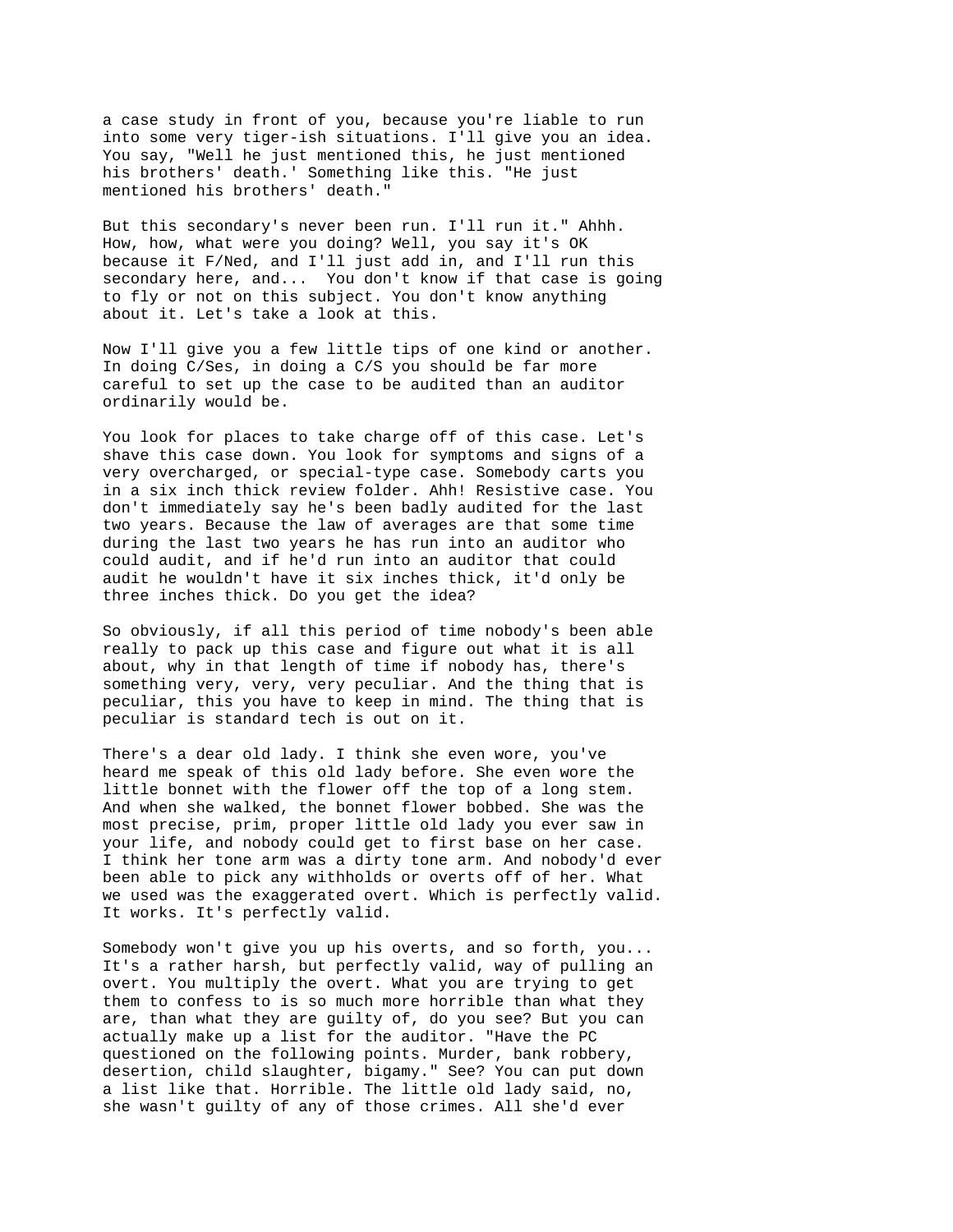a case study in front of you, because you're liable to run into some very tiger-ish situations. I'll give you an idea. You say, "Well he just mentioned this, he just mentioned his brothers' death.' Something like this. "He just mentioned his brothers' death."

But this secondary's never been run. I'll run it." Ahhh. How, how, what were you doing? Well, you say it's OK because it F/Ned, and I'll just add in, and I'll run this secondary here, and...  You don't know if that case is going to fly or not on this subject. You don't know anything about it. Let's take a look at this.

Now I'll give you a few little tips of one kind or another. In doing C/Ses, in doing a C/S you should be far more careful to set up the case to be audited than an auditor ordinarily would be.

You look for places to take charge off of this case. Let's shave this case down. You look for symptoms and signs of a very overcharged, or special-type case. Somebody carts you in a six inch thick review folder. Ahh! Resistive case. You don't immediately say he's been badly audited for the last two years. Because the law of averages are that some time during the last two years he has run into an auditor who could audit, and if he'd run into an auditor that could audit he wouldn't have it six inches thick, it'd only be three inches thick. Do you get the idea?

So obviously, if all this period of time nobody's been able really to pack up this case and figure out what it is all about, why in that length of time if nobody has, there's something very, very, very peculiar. And the thing that is peculiar, this you have to keep in mind. The thing that is peculiar is standard tech is out on it.

There's a dear old lady. I think she even wore, you've heard me speak of this old lady before. She even wore the little bonnet with the flower off the top of a long stem. And when she walked, the bonnet flower bobbed. She was the most precise, prim, proper little old lady you ever saw in your life, and nobody could get to first base on her case. I think her tone arm was a dirty tone arm. And nobody'd ever been able to pick any withholds or overts off of her. What we used was the exaggerated overt. Which is perfectly valid. It works. It's perfectly valid.

Somebody won't give you up his overts, and so forth, you... It's a rather harsh, but perfectly valid, way of pulling an overt. You multiply the overt. What you are trying to get them to confess to is so much more horrible than what they are, than what they are guilty of, do you see? But you can actually make up a list for the auditor. "Have the PC questioned on the following points. Murder, bank robbery, desertion, child slaughter, bigamy." See? You can put down a list like that. Horrible. The little old lady said, no, she wasn't guilty of any of those crimes. All she'd ever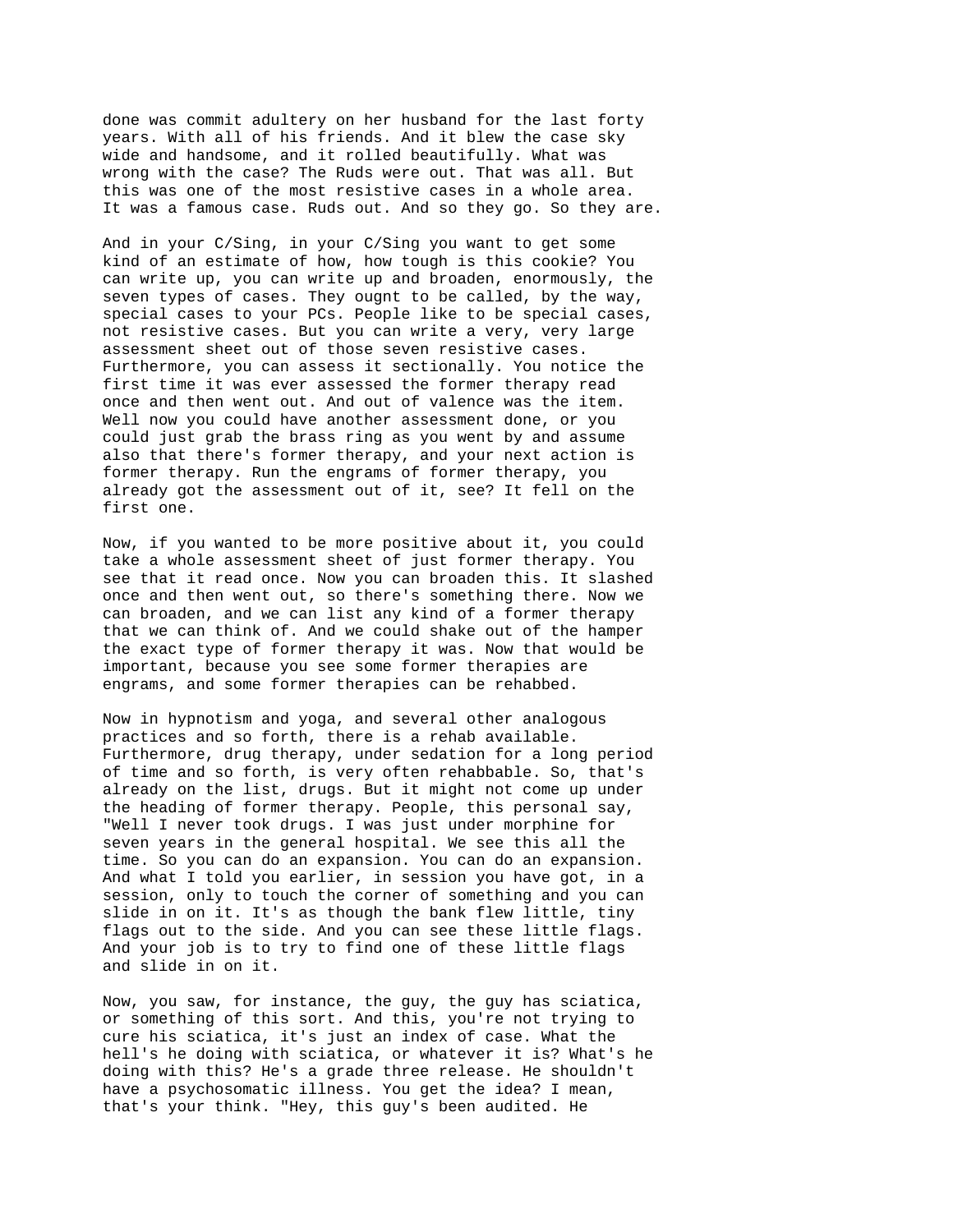done was commit adultery on her husband for the last forty years. With all of his friends. And it blew the case sky wide and handsome, and it rolled beautifully. What was wrong with the case? The Ruds were out. That was all. But this was one of the most resistive cases in a whole area. It was a famous case. Ruds out. And so they go. So they are.

And in your C/Sing, in your C/Sing you want to get some kind of an estimate of how, how tough is this cookie? You can write up, you can write up and broaden, enormously, the seven types of cases. They ougnt to be called, by the way, special cases to your PCs. People like to be special cases, not resistive cases. But you can write a very, very large assessment sheet out of those seven resistive cases. Furthermore, you can assess it sectionally. You notice the first time it was ever assessed the former therapy read once and then went out. And out of valence was the item. Well now you could have another assessment done, or you could just grab the brass ring as you went by and assume also that there's former therapy, and your next action is former therapy. Run the engrams of former therapy, you already got the assessment out of it, see? It fell on the first one.

Now, if you wanted to be more positive about it, you could take a whole assessment sheet of just former therapy. You see that it read once. Now you can broaden this. It slashed once and then went out, so there's something there. Now we can broaden, and we can list any kind of a former therapy that we can think of. And we could shake out of the hamper the exact type of former therapy it was. Now that would be important, because you see some former therapies are engrams, and some former therapies can be rehabbed.

Now in hypnotism and yoga, and several other analogous practices and so forth, there is a rehab available. Furthermore, drug therapy, under sedation for a long period of time and so forth, is very often rehabbable. So, that's already on the list, drugs. But it might not come up under the heading of former therapy. People, this personal say, "Well I never took drugs. I was just under morphine for seven years in the general hospital. We see this all the time. So you can do an expansion. You can do an expansion. And what I told you earlier, in session you have got, in a session, only to touch the corner of something and you can slide in on it. It's as though the bank flew little, tiny flags out to the side. And you can see these little flags. And your job is to try to find one of these little flags and slide in on it.

Now, you saw, for instance, the guy, the guy has sciatica, or something of this sort. And this, you're not trying to cure his sciatica, it's just an index of case. What the hell's he doing with sciatica, or whatever it is? What's he doing with this? He's a grade three release. He shouldn't have a psychosomatic illness. You get the idea? I mean, that's your think. "Hey, this guy's been audited. He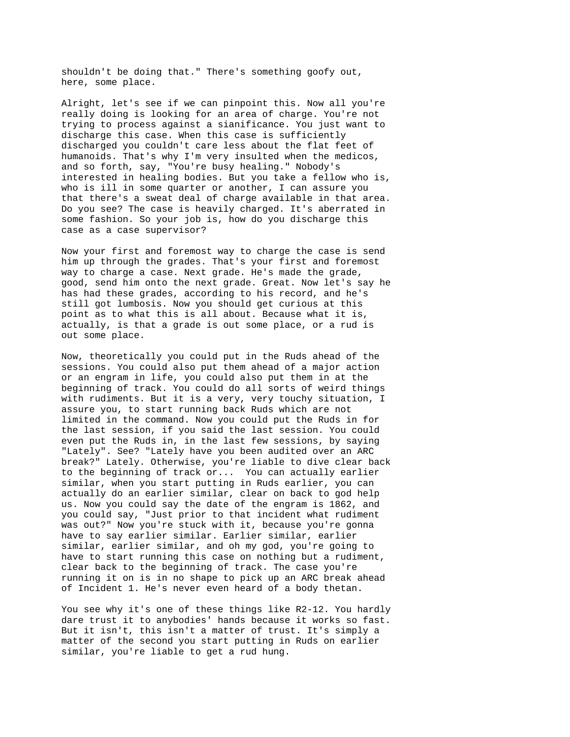shouldn't be doing that." There's something goofy out, here, some place.

Alright, let's see if we can pinpoint this. Now all you're really doing is looking for an area of charge. You're not trying to process against a sianificance. You just want to discharge this case. When this case is sufficiently discharged you couldn't care less about the flat feet of humanoids. That's why I'm very insulted when the medicos, and so forth, say, "You're busy healing." Nobody's interested in healing bodies. But you take a fellow who is, who is ill in some quarter or another, I can assure you that there's a sweat deal of charge available in that area. Do you see? The case is heavily charged. It's aberrated in some fashion. So your job is, how do you discharge this case as a case supervisor?

Now your first and foremost way to charge the case is send him up through the grades. That's your first and foremost way to charge a case. Next grade. He's made the grade, good, send him onto the next grade. Great. Now let's say he has had these grades, according to his record, and he's still got lumbosis. Now you should get curious at this point as to what this is all about. Because what it is, actually, is that a grade is out some place, or a rud is out some place.

Now, theoretically you could put in the Ruds ahead of the sessions. You could also put them ahead of a major action or an engram in life, you could also put them in at the beginning of track. You could do all sorts of weird things with rudiments. But it is a very, very touchy situation, I assure you, to start running back Ruds which are not limited in the command. Now you could put the Ruds in for the last session, if you said the last session. You could even put the Ruds in, in the last few sessions, by saying "Lately". See? "Lately have you been audited over an ARC break?" Lately. Otherwise, you're liable to dive clear back to the beginning of track or... You can actually earlier similar, when you start putting in Ruds earlier, you can actually do an earlier similar, clear on back to god help us. Now you could say the date of the engram is 1862, and you could say, "Just prior to that incident what rudiment was out?" Now you're stuck with it, because you're gonna have to say earlier similar. Earlier similar, earlier similar, earlier similar, and oh my god, you're going to have to start running this case on nothing but a rudiment, clear back to the beginning of track. The case you're running it on is in no shape to pick up an ARC break ahead of Incident 1. He's never even heard of a body thetan.

You see why it's one of these things like R2-12. You hardly dare trust it to anybodies' hands because it works so fast. But it isn't, this isn't a matter of trust. It's simply a matter of the second you start putting in Ruds on earlier similar, you're liable to get a rud hung.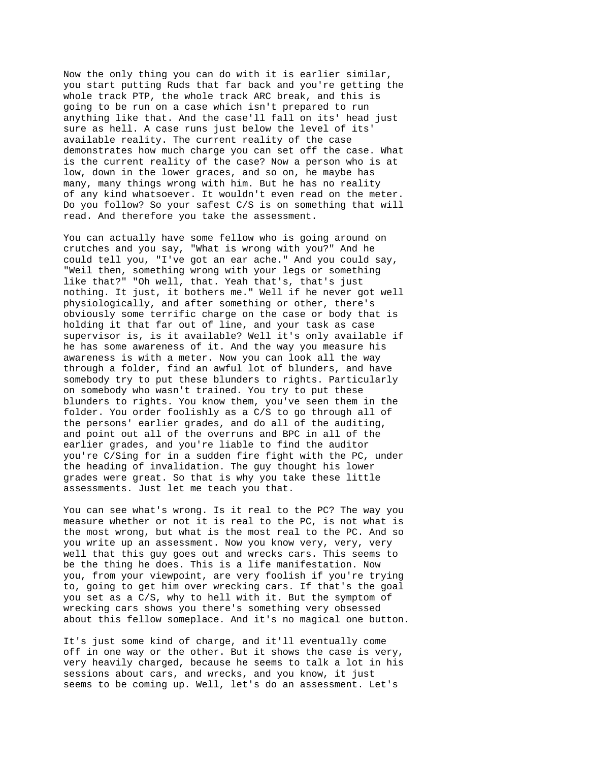Now the only thing you can do with it is earlier similar, you start putting Ruds that far back and you're getting the whole track PTP, the whole track ARC break, and this is going to be run on a case which isn't prepared to run anything like that. And the case'll fall on its' head just sure as hell. A case runs just below the level of its' available reality. The current reality of the case demonstrates how much charge you can set off the case. What is the current reality of the case? Now a person who is at low, down in the lower graces, and so on, he maybe has many, many things wrong with him. But he has no reality of any kind whatsoever. It wouldn't even read on the meter. Do you follow? So your safest C/S is on something that will read. And therefore you take the assessment.

You can actually have some fellow who is going around on crutches and you say, "What is wrong with you?" And he could tell you, "I've got an ear ache." And you could say, "Weil then, something wrong with your legs or something like that?" "Oh well, that. Yeah that's, that's just nothing. It just, it bothers me." Well if he never got well physiologically, and after something or other, there's obviously some terrific charge on the case or body that is holding it that far out of line, and your task as case supervisor is, is it available? Well it's only available if he has some awareness of it. And the way you measure his awareness is with a meter. Now you can look all the way through a folder, find an awful lot of blunders, and have somebody try to put these blunders to rights. Particularly on somebody who wasn't trained. You try to put these blunders to rights. You know them, you've seen them in the folder. You order foolishly as a C/S to go through all of the persons' earlier grades, and do all of the auditing, and point out all of the overruns and BPC in all of the earlier grades, and you're liable to find the auditor you're C/Sing for in a sudden fire fight with the PC, under the heading of invalidation. The guy thought his lower grades were great. So that is why you take these little assessments. Just let me teach you that.

You can see what's wrong. Is it real to the PC? The way you measure whether or not it is real to the PC, is not what is the most wrong, but what is the most real to the PC. And so you write up an assessment. Now you know very, very, very well that this guy goes out and wrecks cars. This seems to be the thing he does. This is a life manifestation. Now you, from your viewpoint, are very foolish if you're trying to, going to get him over wrecking cars. If that's the goal you set as a C/S, why to hell with it. But the symptom of wrecking cars shows you there's something very obsessed about this fellow someplace. And it's no magical one button.

It's just some kind of charge, and it'll eventually come off in one way or the other. But it shows the case is very, very heavily charged, because he seems to talk a lot in his sessions about cars, and wrecks, and you know, it just seems to be coming up. Well, let's do an assessment. Let's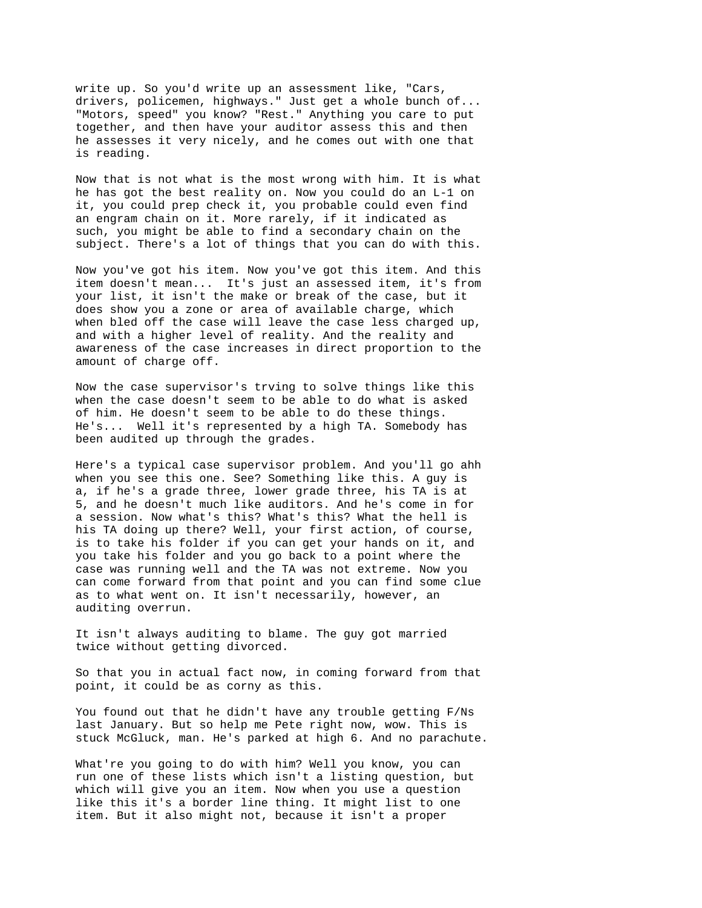write up. So you'd write up an assessment like, "Cars, drivers, policemen, highways." Just get a whole bunch of... "Motors, speed" you know? "Rest." Anything you care to put together, and then have your auditor assess this and then he assesses it very nicely, and he comes out with one that is reading.

Now that is not what is the most wrong with him. It is what he has got the best reality on. Now you could do an L-1 on it, you could prep check it, you probable could even find an engram chain on it. More rarely, if it indicated as such, you might be able to find a secondary chain on the subject. There's a lot of things that you can do with this.

Now you've got his item. Now you've got this item. And this item doesn't mean... It's just an assessed item, it's from your list, it isn't the make or break of the case, but it does show you a zone or area of available charge, which when bled off the case will leave the case less charged up, and with a higher level of reality. And the reality and awareness of the case increases in direct proportion to the amount of charge off.

Now the case supervisor's trving to solve things like this when the case doesn't seem to be able to do what is asked of him. He doesn't seem to be able to do these things. He's... Well it's represented by a high TA. Somebody has been audited up through the grades.

Here's a typical case supervisor problem. And you'll go ahh when you see this one. See? Something like this. A guy is a, if he's a grade three, lower grade three, his TA is at 5, and he doesn't much like auditors. And he's come in for a session. Now what's this? What's this? What the hell is his TA doing up there? Well, your first action, of course, is to take his folder if you can get your hands on it, and you take his folder and you go back to a point where the case was running well and the TA was not extreme. Now you can come forward from that point and you can find some clue as to what went on. It isn't necessarily, however, an auditing overrun.

It isn't always auditing to blame. The guy got married twice without getting divorced.

So that you in actual fact now, in coming forward from that point, it could be as corny as this.

You found out that he didn't have any trouble getting F/Ns last January. But so help me Pete right now, wow. This is stuck McGluck, man. He's parked at high 6. And no parachute.

What're you going to do with him? Well you know, you can run one of these lists which isn't a listing question, but which will give you an item. Now when you use a question like this it's a border line thing. It might list to one item. But it also might not, because it isn't a proper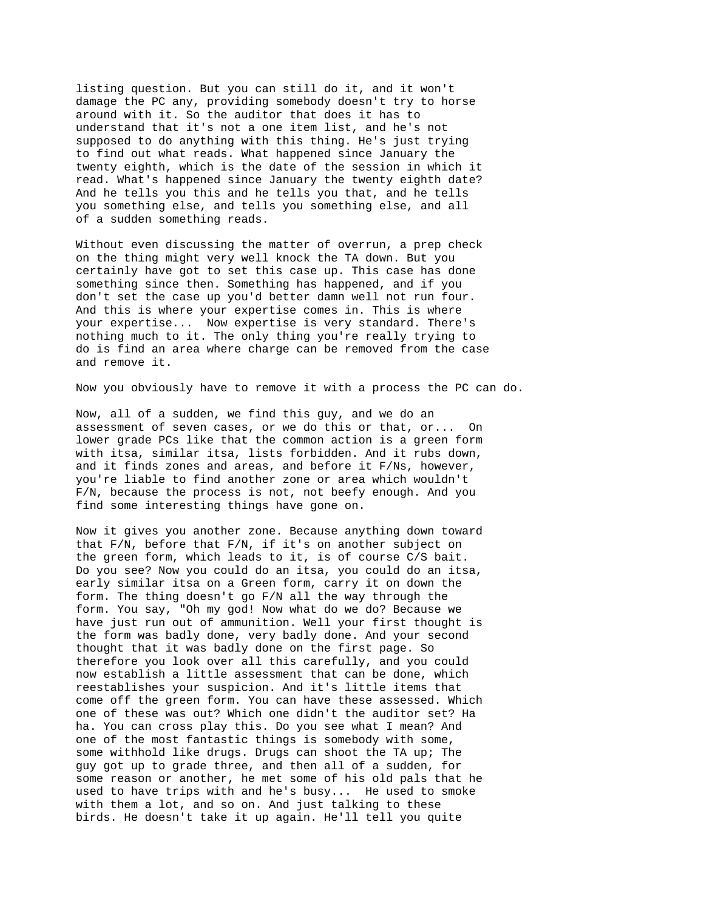listing question. But you can still do it, and it won't damage the PC any, providing somebody doesn't try to horse around with it. So the auditor that does it has to understand that it's not a one item list, and he's not supposed to do anything with this thing. He's just trying to find out what reads. What happened since January the twenty eighth, which is the date of the session in which it read. What's happened since January the twenty eighth date? And he tells you this and he tells you that, and he tells you something else, and tells you something else, and all of a sudden something reads.

Without even discussing the matter of overrun, a prep check on the thing might very well knock the TA down. But you certainly have got to set this case up. This case has done something since then. Something has happened, and if you don't set the case up you'd better damn well not run four. And this is where your expertise comes in. This is where your expertise... Now expertise is very standard. There's nothing much to it. The only thing you're really trying to do is find an area where charge can be removed from the case and remove it.

Now you obviously have to remove it with a process the PC can do.

Now, all of a sudden, we find this guy, and we do an assessment of seven cases, or we do this or that, or... On lower grade PCs like that the common action is a green form with itsa, similar itsa, lists forbidden. And it rubs down, and it finds zones and areas, and before it F/Ns, however, you're liable to find another zone or area which wouldn't F/N, because the process is not, not beefy enough. And you find some interesting things have gone on.

Now it gives you another zone. Because anything down toward that F/N, before that F/N, if it's on another subject on the green form, which leads to it, is of course C/S bait. Do you see? Now you could do an itsa, you could do an itsa, early similar itsa on a Green form, carry it on down the form. The thing doesn't go F/N all the way through the form. You say, "Oh my god! Now what do we do? Because we have just run out of ammunition. Well your first thought is the form was badly done, very badly done. And your second thought that it was badly done on the first page. So therefore you look over all this carefully, and you could now establish a little assessment that can be done, which reestablishes your suspicion. And it's little items that come off the green form. You can have these assessed. Which one of these was out? Which one didn't the auditor set? Ha ha. You can cross play this. Do you see what I mean? And one of the most fantastic things is somebody with some, some withhold like drugs. Drugs can shoot the TA up; The guy got up to grade three, and then all of a sudden, for some reason or another, he met some of his old pals that he used to have trips with and he's busy... He used to smoke with them a lot, and so on. And just talking to these birds. He doesn't take it up again. He'll tell you quite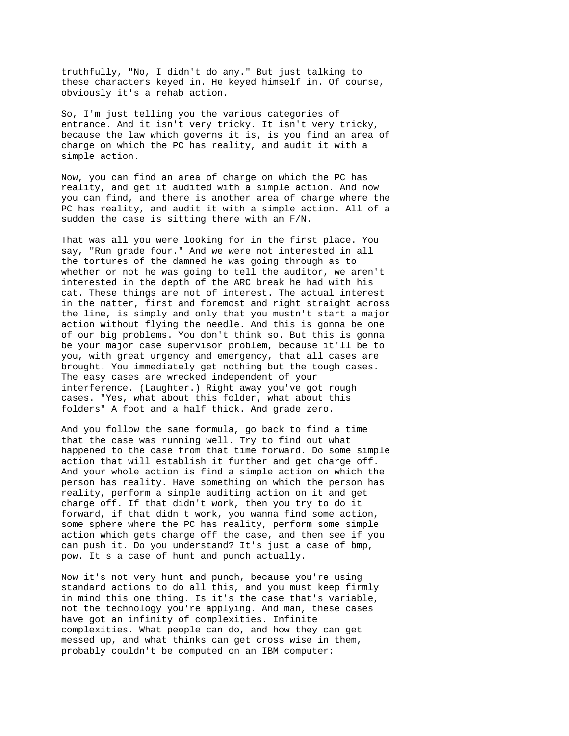truthfully, "No, I didn't do any." But just talking to these characters keyed in. He keyed himself in. Of course, obviously it's a rehab action.

So, I'm just telling you the various categories of entrance. And it isn't very tricky. It isn't very tricky, because the law which governs it is, is you find an area of charge on which the PC has reality, and audit it with a simple action.

Now, you can find an area of charge on which the PC has reality, and get it audited with a simple action. And now you can find, and there is another area of charge where the PC has reality, and audit it with a simple action. All of a sudden the case is sitting there with an F/N.

That was all you were looking for in the first place. You say, "Run grade four." And we were not interested in all the tortures of the damned he was going through as to whether or not he was going to tell the auditor, we aren't interested in the depth of the ARC break he had with his cat. These things are not of interest. The actual interest in the matter, first and foremost and right straight across the line, is simply and only that you mustn't start a major action without flying the needle. And this is gonna be one of our big problems. You don't think so. But this is gonna be your major case supervisor problem, because it'll be to you, with great urgency and emergency, that all cases are brought. You immediately get nothing but the tough cases. The easy cases are wrecked independent of your interference. (Laughter.) Right away you've got rough cases. "Yes, what about this folder, what about this folders" A foot and a half thick. And grade zero.

And you follow the same formula, go back to find a time that the case was running well. Try to find out what happened to the case from that time forward. Do some simple action that will establish it further and get charge off. And your whole action is find a simple action on which the person has reality. Have something on which the person has reality, perform a simple auditing action on it and get charge off. If that didn't work, then you try to do it forward, if that didn't work, you wanna find some action, some sphere where the PC has reality, perform some simple action which gets charge off the case, and then see if you can push it. Do you understand? It's just a case of bmp, pow. It's a case of hunt and punch actually.

Now it's not very hunt and punch, because you're using standard actions to do all this, and you must keep firmly in mind this one thing. Is it's the case that's variable, not the technology you're applying. And man, these cases have got an infinity of complexities. Infinite complexities. What people can do, and how they can get messed up, and what thinks can get cross wise in them, probably couldn't be computed on an IBM computer: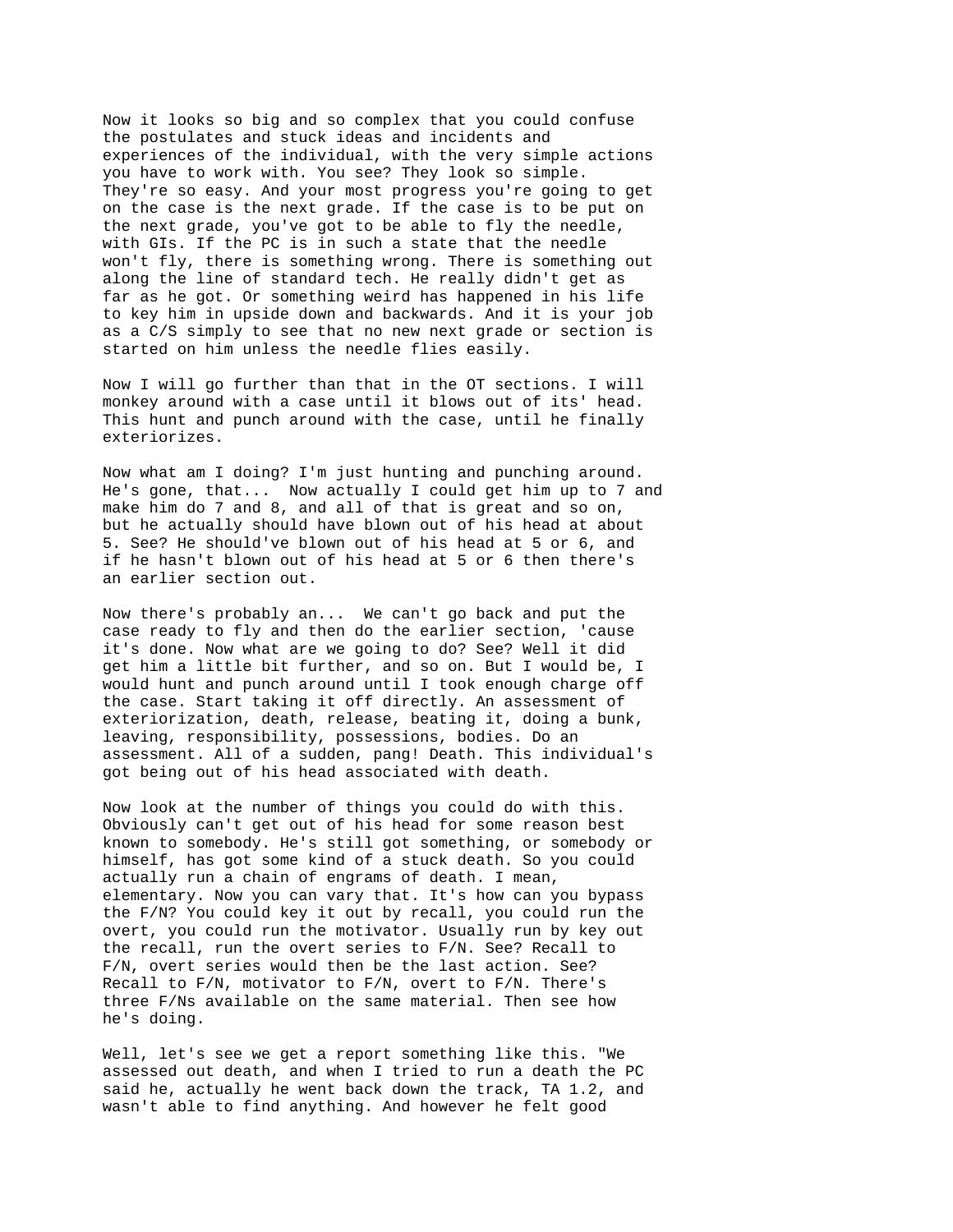Now it looks so big and so complex that you could confuse the postulates and stuck ideas and incidents and experiences of the individual, with the very simple actions you have to work with. You see? They look so simple. They're so easy. And your most progress you're going to get on the case is the next grade. If the case is to be put on the next grade, you've got to be able to fly the needle, with GIs. If the PC is in such a state that the needle won't fly, there is something wrong. There is something out along the line of standard tech. He really didn't get as far as he got. Or something weird has happened in his life to key him in upside down and backwards. And it is your job as a C/S simply to see that no new next grade or section is started on him unless the needle flies easily.

Now I will go further than that in the OT sections. I will monkey around with a case until it blows out of its' head. This hunt and punch around with the case, until he finally exteriorizes.

Now what am I doing? I'm just hunting and punching around. He's gone, that...  Now actually I could get him up to 7 and make him do 7 and 8, and all of that is great and so on, but he actually should have blown out of his head at about 5. See? He should've blown out of his head at 5 or 6, and if he hasn't blown out of his head at 5 or 6 then there's an earlier section out.

Now there's probably an...  We can't go back and put the case ready to fly and then do the earlier section, 'cause it's done. Now what are we going to do? See? Well it did get him a little bit further, and so on. But I would be, I would hunt and punch around until I took enough charge off the case. Start taking it off directly. An assessment of exteriorization, death, release, beating it, doing a bunk, leaving, responsibility, possessions, bodies. Do an assessment. All of a sudden, pang! Death. This individual's got being out of his head associated with death.

Now look at the number of things you could do with this. Obviously can't get out of his head for some reason best known to somebody. He's still got something, or somebody or himself, has got some kind of a stuck death. So you could actually run a chain of engrams of death. I mean, elementary. Now you can vary that. It's how can you bypass the F/N? You could key it out by recall, you could run the overt, you could run the motivator. Usually run by key out the recall, run the overt series to F/N. See? Recall to F/N, overt series would then be the last action. See? Recall to F/N, motivator to F/N, overt to F/N. There's three F/Ns available on the same material. Then see how he's doing.

Well, let's see we get a report something like this. "We assessed out death, and when I tried to run a death the PC said he, actually he went back down the track, TA 1.2, and wasn't able to find anything. And however he felt good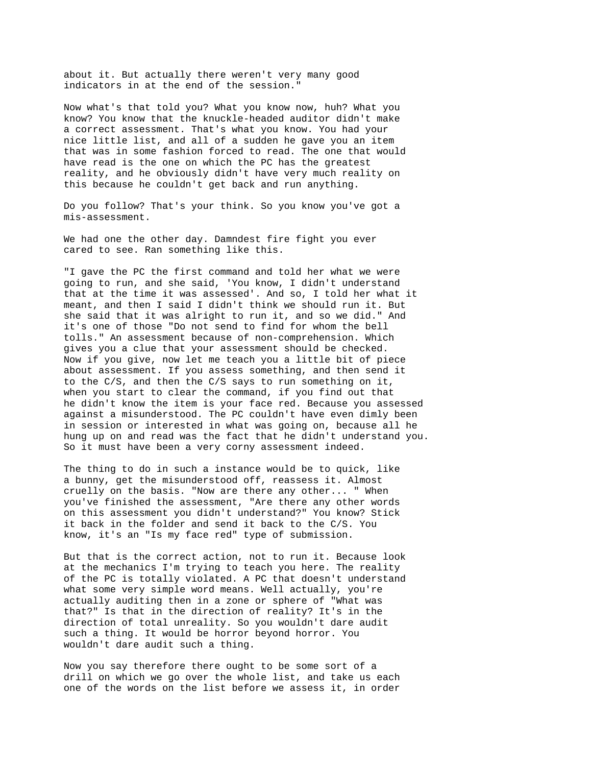about it. But actually there weren't very many good indicators in at the end of the session."

Now what's that told you? What you know now, huh? What you know? You know that the knuckle-headed auditor didn't make a correct assessment. That's what you know. You had your nice little list, and all of a sudden he gave you an item that was in some fashion forced to read. The one that would have read is the one on which the PC has the greatest reality, and he obviously didn't have very much reality on this because he couldn't get back and run anything.

Do you follow? That's your think. So you know you've got a mis-assessment.

We had one the other day. Damndest fire fight you ever cared to see. Ran something like this.

"I gave the PC the first command and told her what we were going to run, and she said, 'You know, I didn't understand that at the time it was assessed'. And so, I told her what it meant, and then I said I didn't think we should run it. But she said that it was alright to run it, and so we did." And it's one of those "Do not send to find for whom the bell tolls." An assessment because of non-comprehension. Which gives you a clue that your assessment should be checked. Now if you give, now let me teach you a little bit of piece about assessment. If you assess something, and then send it to the C/S, and then the C/S says to run something on it, when you start to clear the command, if you find out that he didn't know the item is your face red. Because you assessed against a misunderstood. The PC couldn't have even dimly been in session or interested in what was going on, because all he hung up on and read was the fact that he didn't understand you. So it must have been a very corny assessment indeed.

The thing to do in such a instance would be to quick, like a bunny, get the misunderstood off, reassess it. Almost cruelly on the basis. "Now are there any other... " When you've finished the assessment, "Are there any other words on this assessment you didn't understand?" You know? Stick it back in the folder and send it back to the C/S. You know, it's an "Is my face red" type of submission.

But that is the correct action, not to run it. Because look at the mechanics I'm trying to teach you here. The reality of the PC is totally violated. A PC that doesn't understand what some very simple word means. Well actually, you're actually auditing then in a zone or sphere of "What was that?" Is that in the direction of reality? It's in the direction of total unreality. So you wouldn't dare audit such a thing. It would be horror beyond horror. You wouldn't dare audit such a thing.

Now you say therefore there ought to be some sort of a drill on which we go over the whole list, and take us each one of the words on the list before we assess it, in order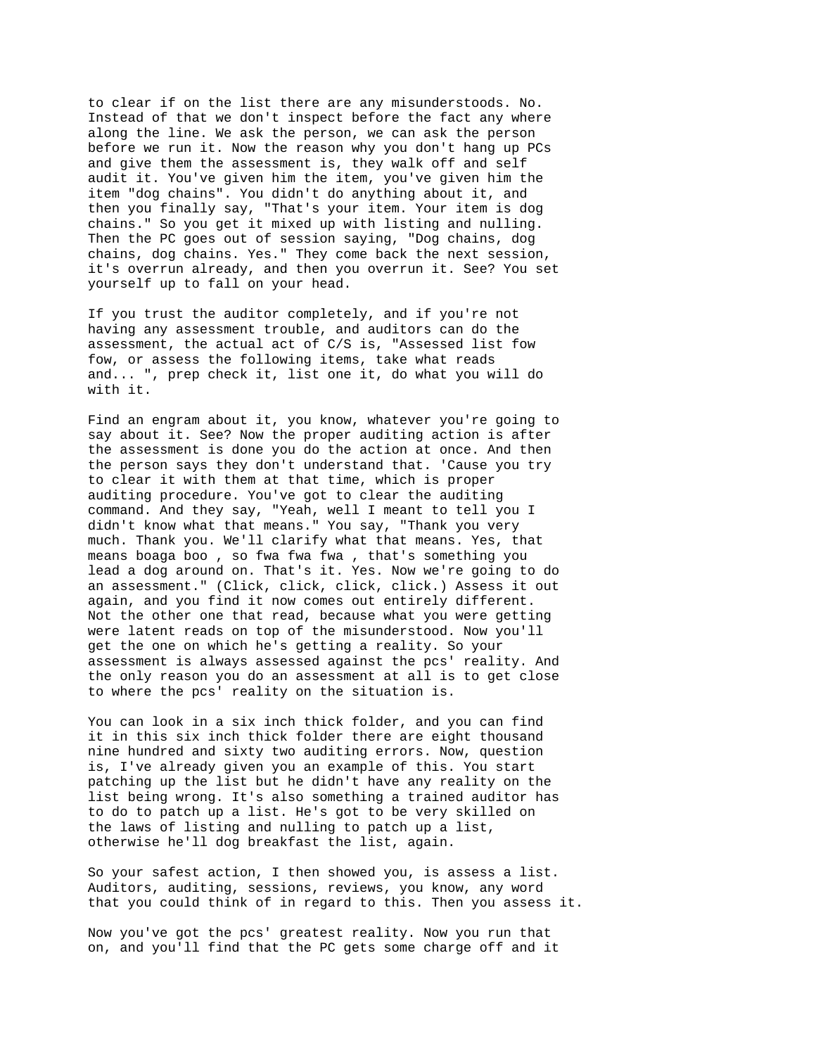to clear if on the list there are any misunderstoods. No. Instead of that we don't inspect before the fact any where along the line. We ask the person, we can ask the person before we run it. Now the reason why you don't hang up PCs and give them the assessment is, they walk off and self audit it. You've given him the item, you've given him the item "dog chains". You didn't do anything about it, and then you finally say, "That's your item. Your item is dog chains." So you get it mixed up with listing and nulling. Then the PC goes out of session saying, "Dog chains, dog chains, dog chains. Yes." They come back the next session, it's overrun already, and then you overrun it. See? You set yourself up to fall on your head.

If you trust the auditor completely, and if you're not having any assessment trouble, and auditors can do the assessment, the actual act of C/S is, "Assessed list fow fow, or assess the following items, take what reads and... ", prep check it, list one it, do what you will do with it.

Find an engram about it, you know, whatever you're going to say about it. See? Now the proper auditing action is after the assessment is done you do the action at once. And then the person says they don't understand that. 'Cause you try to clear it with them at that time, which is proper auditing procedure. You've got to clear the auditing command. And they say, "Yeah, well I meant to tell you I didn't know what that means." You say, "Thank you very much. Thank you. We'll clarify what that means. Yes, that means boaga boo , so fwa fwa fwa , that's something you lead a dog around on. That's it. Yes. Now we're going to do an assessment." (Click, click, click, click.) Assess it out again, and you find it now comes out entirely different. Not the other one that read, because what you were getting were latent reads on top of the misunderstood. Now you'll get the one on which he's getting a reality. So your assessment is always assessed against the pcs' reality. And the only reason you do an assessment at all is to get close to where the pcs' reality on the situation is.

You can look in a six inch thick folder, and you can find it in this six inch thick folder there are eight thousand nine hundred and sixty two auditing errors. Now, question is, I've already given you an example of this. You start patching up the list but he didn't have any reality on the list being wrong. It's also something a trained auditor has to do to patch up a list. He's got to be very skilled on the laws of listing and nulling to patch up a list, otherwise he'll dog breakfast the list, again.

So your safest action, I then showed you, is assess a list. Auditors, auditing, sessions, reviews, you know, any word that you could think of in regard to this. Then you assess it.

Now you've got the pcs' greatest reality. Now you run that on, and you'll find that the PC gets some charge off and it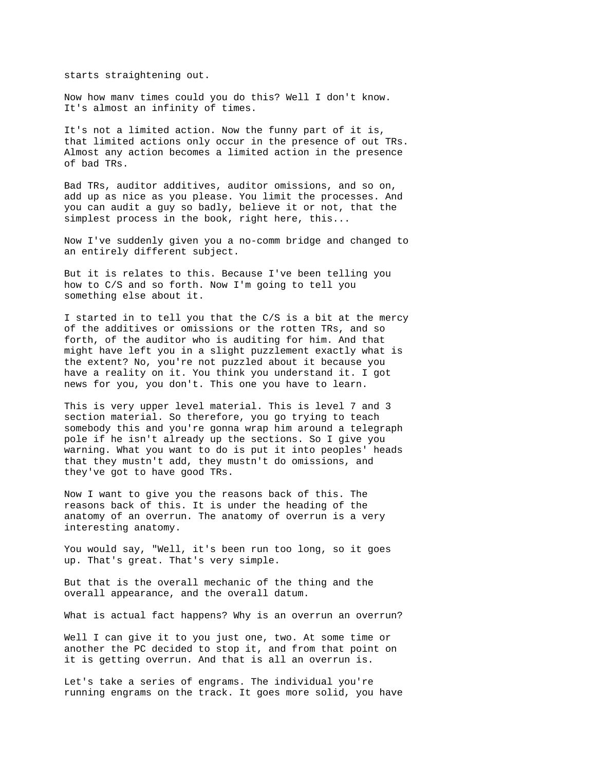starts straightening out.

Now how manv times could you do this? Well I don't know. It's almost an infinity of times.

It's not a limited action. Now the funny part of it is, that limited actions only occur in the presence of out TRs. Almost any action becomes a limited action in the presence of bad TRs.

Bad TRs, auditor additives, auditor omissions, and so on, add up as nice as you please. You limit the processes. And you can audit a guy so badly, believe it or not, that the simplest process in the book, right here, this...

Now I've suddenly given you a no-comm bridge and changed to an entirely different subject.

But it is relates to this. Because I've been telling you how to C/S and so forth. Now I'm going to tell you something else about it.

I started in to tell you that the C/S is a bit at the mercy of the additives or omissions or the rotten TRs, and so forth, of the auditor who is auditing for him. And that might have left you in a slight puzzlement exactly what is the extent? No, you're not puzzled about it because you have a reality on it. You think you understand it. I got news for you, you don't. This one you have to learn.

This is very upper level material. This is level 7 and 3 section material. So therefore, you go trying to teach somebody this and you're gonna wrap him around a telegraph pole if he isn't already up the sections. So I give you warning. What you want to do is put it into peoples' heads that they mustn't add, they mustn't do omissions, and they've got to have good TRs.

Now I want to give you the reasons back of this. The reasons back of this. It is under the heading of the anatomy of an overrun. The anatomy of overrun is a very interesting anatomy.

You would say, "Well, it's been run too long, so it goes up. That's great. That's very simple.

But that is the overall mechanic of the thing and the overall appearance, and the overall datum.

What is actual fact happens? Why is an overrun an overrun?

Well I can give it to you just one, two. At some time or another the PC decided to stop it, and from that point on it is getting overrun. And that is all an overrun is.

Let's take a series of engrams. The individual you're running engrams on the track. It goes more solid, you have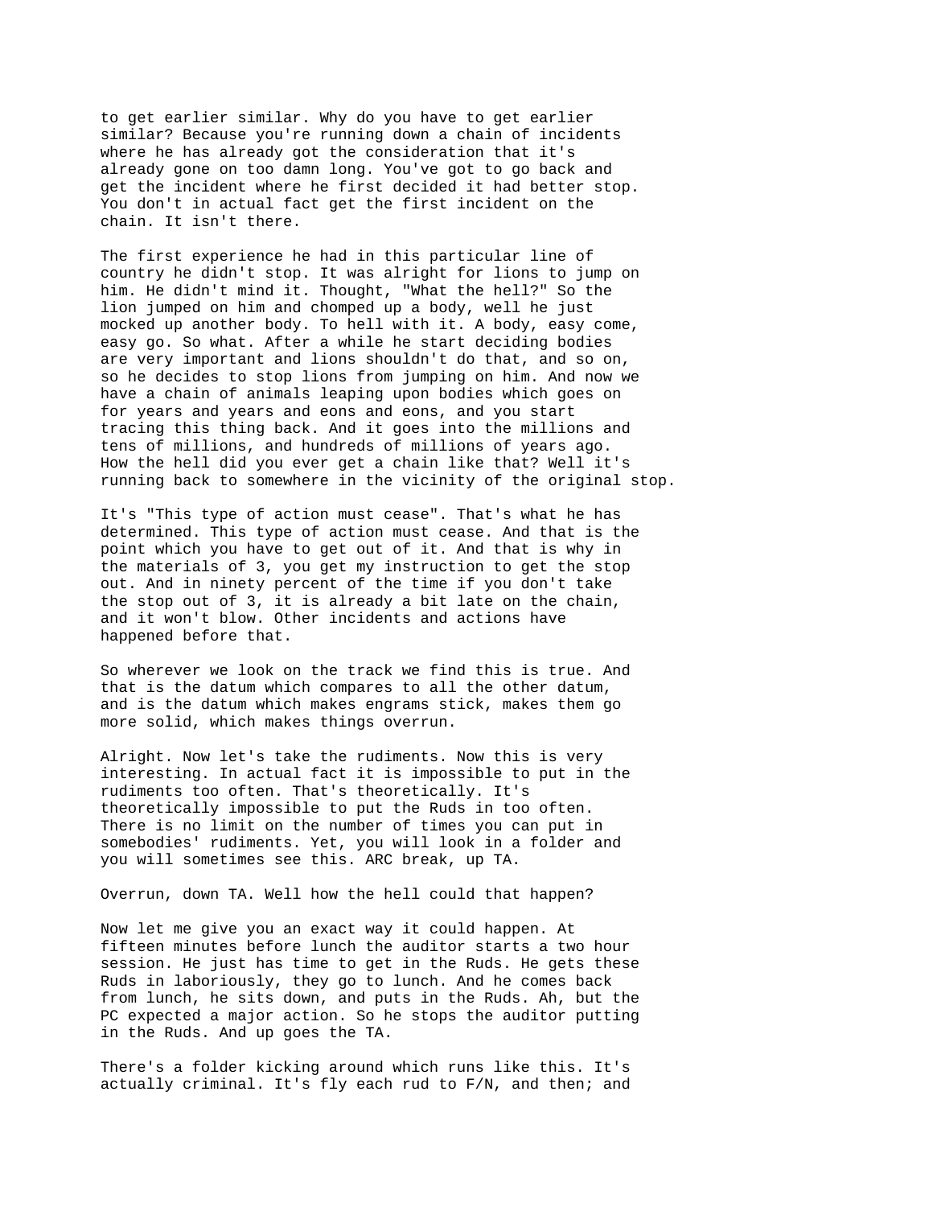to get earlier similar. Why do you have to get earlier similar? Because you're running down a chain of incidents where he has already got the consideration that it's already gone on too damn long. You've got to go back and get the incident where he first decided it had better stop. You don't in actual fact get the first incident on the chain. It isn't there.

The first experience he had in this particular line of country he didn't stop. It was alright for lions to jump on him. He didn't mind it. Thought, "What the hell?" So the lion jumped on him and chomped up a body, well he just mocked up another body. To hell with it. A body, easy come, easy go. So what. After a while he start deciding bodies are very important and lions shouldn't do that, and so on, so he decides to stop lions from jumping on him. And now we have a chain of animals leaping upon bodies which goes on for years and years and eons and eons, and you start tracing this thing back. And it goes into the millions and tens of millions, and hundreds of millions of years ago. How the hell did you ever get a chain like that? Well it's running back to somewhere in the vicinity of the original stop.

It's "This type of action must cease". That's what he has determined. This type of action must cease. And that is the point which you have to get out of it. And that is why in the materials of 3, you get my instruction to get the stop out. And in ninety percent of the time if you don't take the stop out of 3, it is already a bit late on the chain, and it won't blow. Other incidents and actions have happened before that.

So wherever we look on the track we find this is true. And that is the datum which compares to all the other datum, and is the datum which makes engrams stick, makes them go more solid, which makes things overrun.

Alright. Now let's take the rudiments. Now this is very interesting. In actual fact it is impossible to put in the rudiments too often. That's theoretically. It's theoretically impossible to put the Ruds in too often. There is no limit on the number of times you can put in somebodies' rudiments. Yet, you will look in a folder and you will sometimes see this. ARC break, up TA.

Overrun, down TA. Well how the hell could that happen?

Now let me give you an exact way it could happen. At fifteen minutes before lunch the auditor starts a two hour session. He just has time to get in the Ruds. He gets these Ruds in laboriously, they go to lunch. And he comes back from lunch, he sits down, and puts in the Ruds. Ah, but the PC expected a major action. So he stops the auditor putting in the Ruds. And up goes the TA.

There's a folder kicking around which runs like this. It's actually criminal. It's fly each rud to F/N, and then; and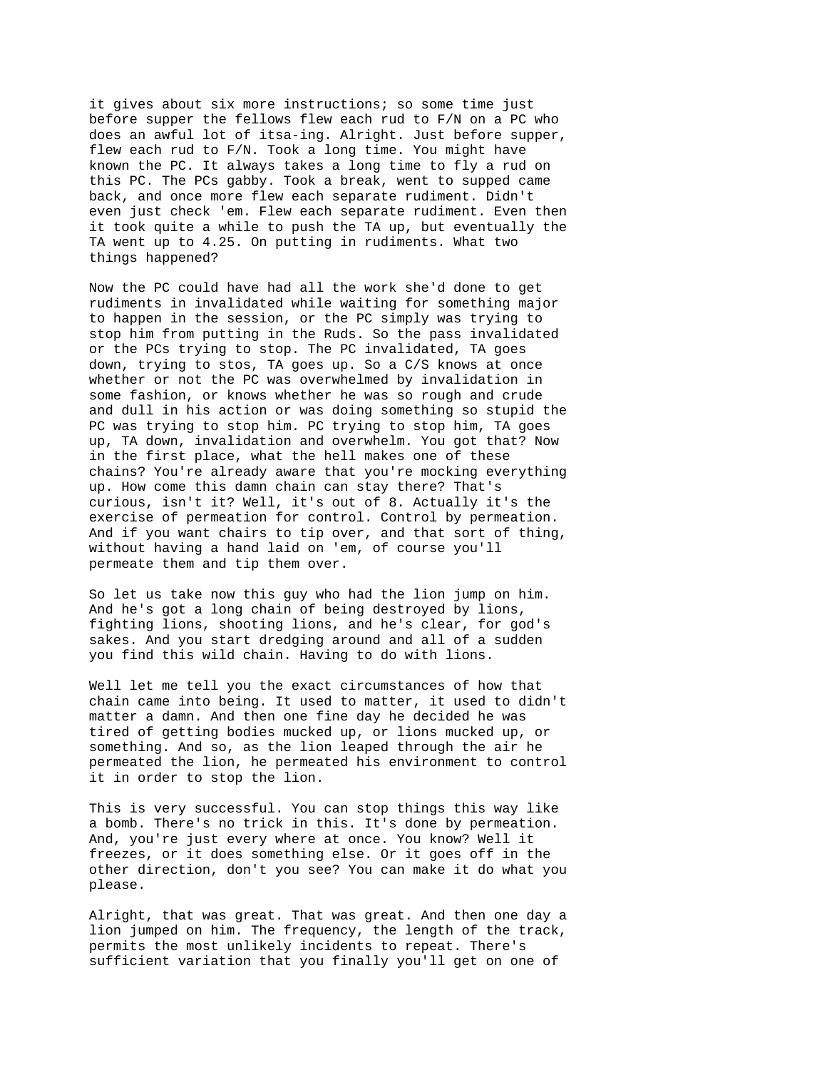it gives about six more instructions; so some time just before supper the fellows flew each rud to F/N on a PC who does an awful lot of itsa-ing. Alright. Just before supper, flew each rud to F/N. Took a long time. You might have known the PC. It always takes a long time to fly a rud on this PC. The PCs gabby. Took a break, went to supped came back, and once more flew each separate rudiment. Didn't even just check 'em. Flew each separate rudiment. Even then it took quite a while to push the TA up, but eventually the TA went up to 4.25. On putting in rudiments. What two things happened?

Now the PC could have had all the work she'd done to get rudiments in invalidated while waiting for something major to happen in the session, or the PC simply was trying to stop him from putting in the Ruds. So the pass invalidated or the PCs trying to stop. The PC invalidated, TA goes down, trying to stos, TA goes up. So a C/S knows at once whether or not the PC was overwhelmed by invalidation in some fashion, or knows whether he was so rough and crude and dull in his action or was doing something so stupid the PC was trying to stop him. PC trying to stop him, TA goes up, TA down, invalidation and overwhelm. You got that? Now in the first place, what the hell makes one of these chains? You're already aware that you're mocking everything up. How come this damn chain can stay there? That's curious, isn't it? Well, it's out of 8. Actually it's the exercise of permeation for control. Control by permeation. And if you want chairs to tip over, and that sort of thing, without having a hand laid on 'em, of course you'll permeate them and tip them over.

So let us take now this guy who had the lion jump on him. And he's got a long chain of being destroyed by lions, fighting lions, shooting lions, and he's clear, for god's sakes. And you start dredging around and all of a sudden you find this wild chain. Having to do with lions.

Well let me tell you the exact circumstances of how that chain came into being. It used to matter, it used to didn't matter a damn. And then one fine day he decided he was tired of getting bodies mucked up, or lions mucked up, or something. And so, as the lion leaped through the air he permeated the lion, he permeated his environment to control it in order to stop the lion.

This is very successful. You can stop things this way like a bomb. There's no trick in this. It's done by permeation. And, you're just every where at once. You know? Well it freezes, or it does something else. Or it goes off in the other direction, don't you see? You can make it do what you please.

Alright, that was great. That was great. And then one day a lion jumped on him. The frequency, the length of the track, permits the most unlikely incidents to repeat. There's sufficient variation that you finally you'll get on one of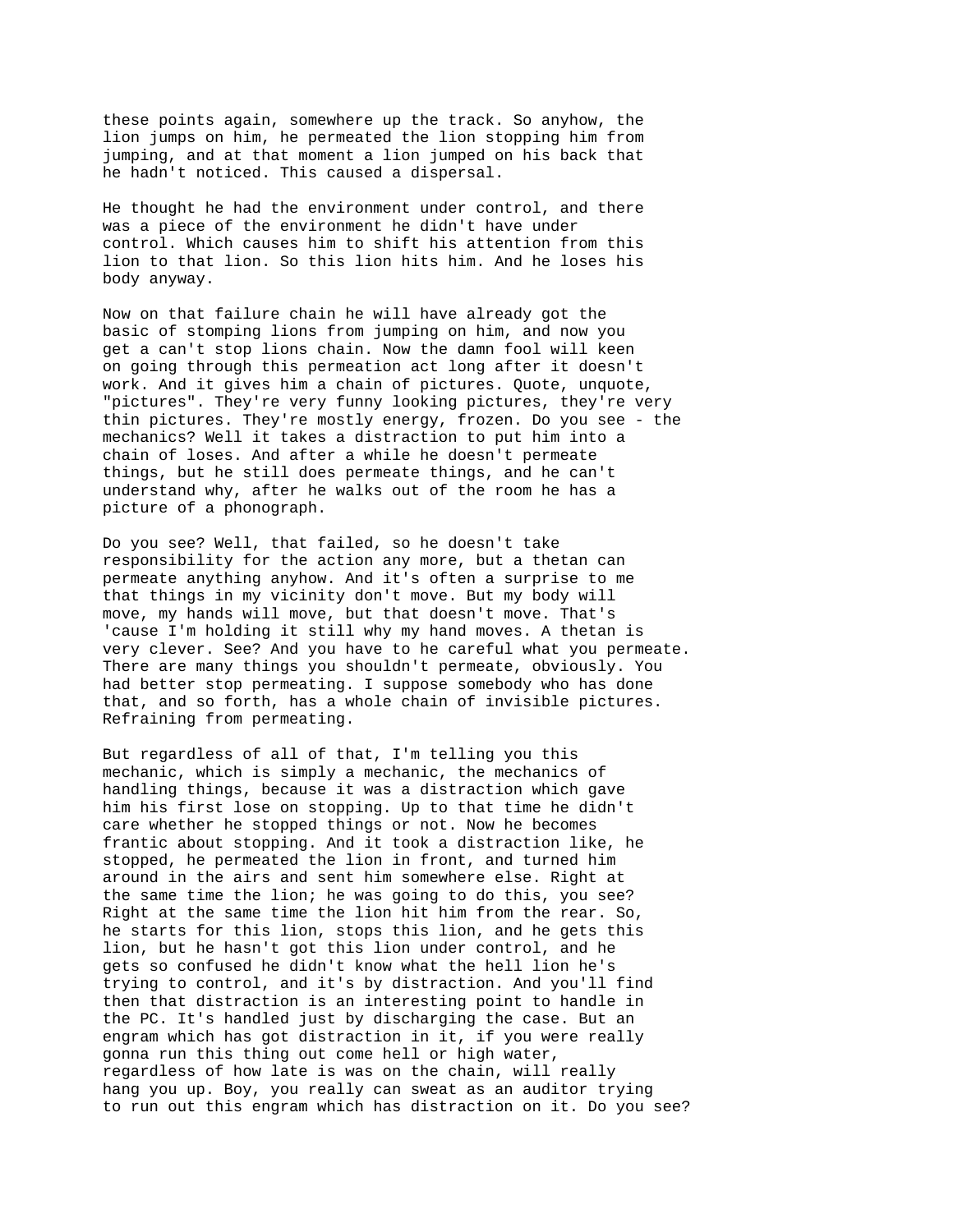these points again, somewhere up the track. So anyhow, the lion jumps on him, he permeated the lion stopping him from jumping, and at that moment a lion jumped on his back that he hadn't noticed. This caused a dispersal.

He thought he had the environment under control, and there was a piece of the environment he didn't have under control. Which causes him to shift his attention from this lion to that lion. So this lion hits him. And he loses his body anyway.

Now on that failure chain he will have already got the basic of stomping lions from jumping on him, and now you get a can't stop lions chain. Now the damn fool will keen on going through this permeation act long after it doesn't work. And it gives him a chain of pictures. Quote, unquote, "pictures". They're very funny looking pictures, they're very thin pictures. They're mostly energy, frozen. Do you see - the mechanics? Well it takes a distraction to put him into a chain of loses. And after a while he doesn't permeate things, but he still does permeate things, and he can't understand why, after he walks out of the room he has a picture of a phonograph.

Do you see? Well, that failed, so he doesn't take responsibility for the action any more, but a thetan can permeate anything anyhow. And it's often a surprise to me that things in my vicinity don't move. But my body will move, my hands will move, but that doesn't move. That's 'cause I'm holding it still why my hand moves. A thetan is very clever. See? And you have to he careful what you permeate. There are many things you shouldn't permeate, obviously. You had better stop permeating. I suppose somebody who has done that, and so forth, has a whole chain of invisible pictures. Refraining from permeating.

But regardless of all of that, I'm telling you this mechanic, which is simply a mechanic, the mechanics of handling things, because it was a distraction which gave him his first lose on stopping. Up to that time he didn't care whether he stopped things or not. Now he becomes frantic about stopping. And it took a distraction like, he stopped, he permeated the lion in front, and turned him around in the airs and sent him somewhere else. Right at the same time the lion; he was going to do this, you see? Right at the same time the lion hit him from the rear. So, he starts for this lion, stops this lion, and he gets this lion, but he hasn't got this lion under control, and he gets so confused he didn't know what the hell lion he's trying to control, and it's by distraction. And you'll find then that distraction is an interesting point to handle in the PC. It's handled just by discharging the case. But an engram which has got distraction in it, if you were really gonna run this thing out come hell or high water, regardless of how late is was on the chain, will really hang you up. Boy, you really can sweat as an auditor trying to run out this engram which has distraction on it. Do you see?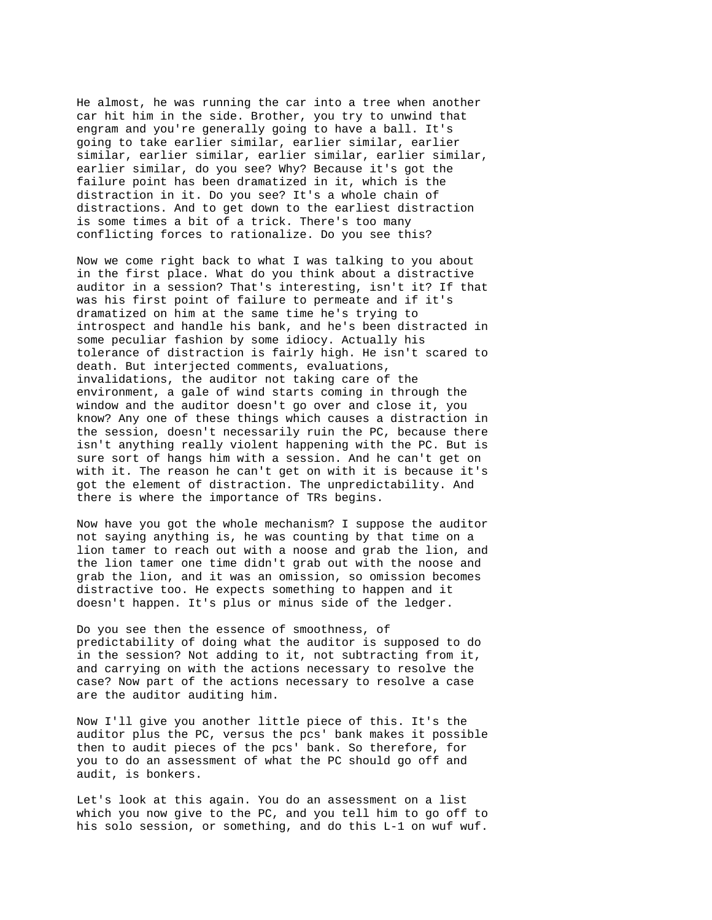He almost, he was running the car into a tree when another car hit him in the side. Brother, you try to unwind that engram and you're generally going to have a ball. It's going to take earlier similar, earlier similar, earlier similar, earlier similar, earlier similar, earlier similar, earlier similar, do you see? Why? Because it's got the failure point has been dramatized in it, which is the distraction in it. Do you see? It's a whole chain of distractions. And to get down to the earliest distraction is some times a bit of a trick. There's too many conflicting forces to rationalize. Do you see this?

Now we come right back to what I was talking to you about in the first place. What do you think about a distractive auditor in a session? That's interesting, isn't it? If that was his first point of failure to permeate and if it's dramatized on him at the same time he's trying to introspect and handle his bank, and he's been distracted in some peculiar fashion by some idiocy. Actually his tolerance of distraction is fairly high. He isn't scared to death. But interjected comments, evaluations, invalidations, the auditor not taking care of the environment, a gale of wind starts coming in through the window and the auditor doesn't go over and close it, you know? Any one of these things which causes a distraction in the session, doesn't necessarily ruin the PC, because there isn't anything really violent happening with the PC. But is sure sort of hangs him with a session. And he can't get on with it. The reason he can't get on with it is because it's got the element of distraction. The unpredictability. And there is where the importance of TRs begins.

Now have you got the whole mechanism? I suppose the auditor not saying anything is, he was counting by that time on a lion tamer to reach out with a noose and grab the lion, and the lion tamer one time didn't grab out with the noose and grab the lion, and it was an omission, so omission becomes distractive too. He expects something to happen and it doesn't happen. It's plus or minus side of the ledger.

Do you see then the essence of smoothness, of predictability of doing what the auditor is supposed to do in the session? Not adding to it, not subtracting from it, and carrying on with the actions necessary to resolve the case? Now part of the actions necessary to resolve a case are the auditor auditing him.

Now I'll give you another little piece of this. It's the auditor plus the PC, versus the pcs' bank makes it possible then to audit pieces of the pcs' bank. So therefore, for you to do an assessment of what the PC should go off and audit, is bonkers.

Let's look at this again. You do an assessment on a list which you now give to the PC, and you tell him to go off to his solo session, or something, and do this L-1 on wuf wuf.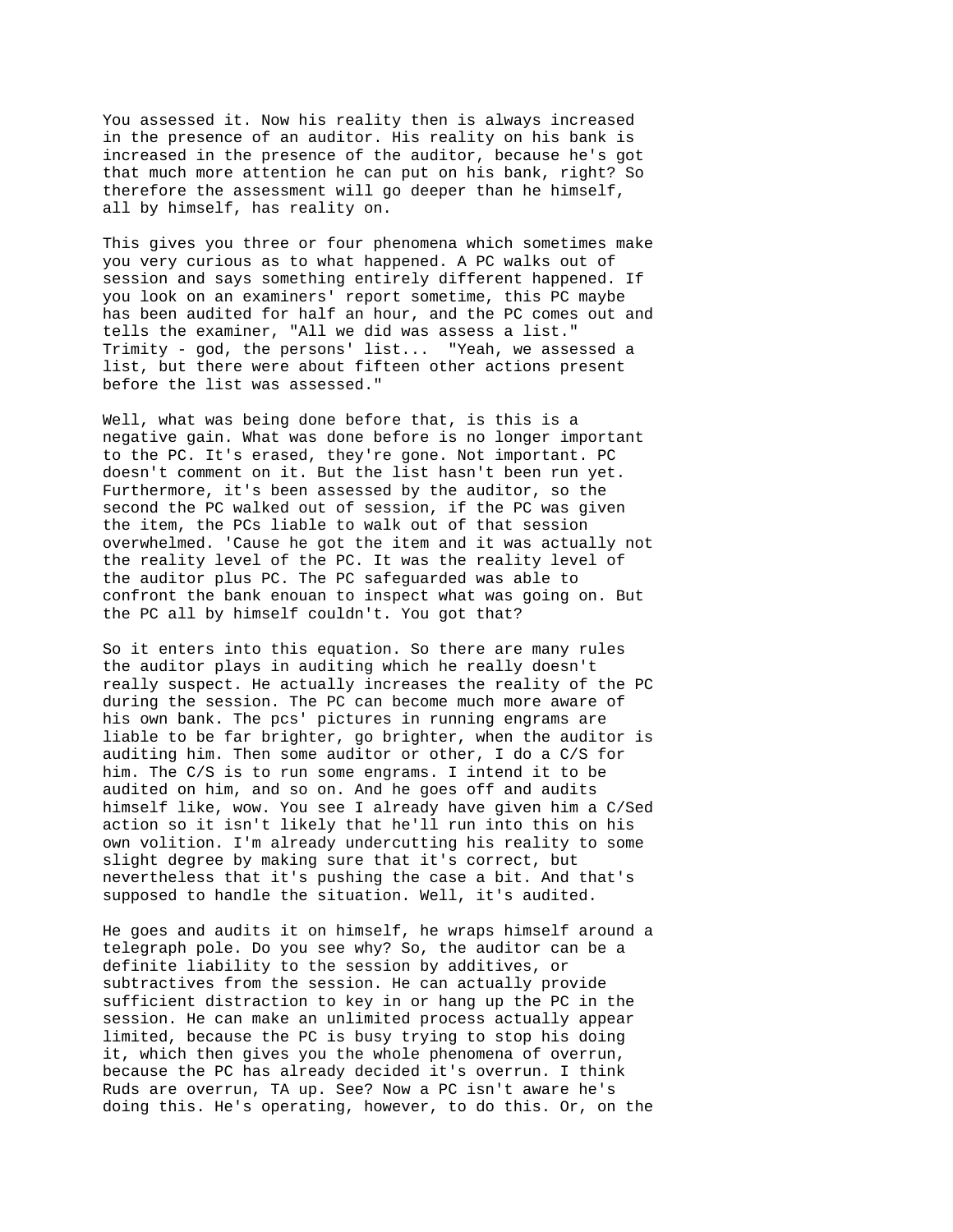You assessed it. Now his reality then is always increased in the presence of an auditor. His reality on his bank is increased in the presence of the auditor, because he's got that much more attention he can put on his bank, right? So therefore the assessment will go deeper than he himself, all by himself, has reality on.

This gives you three or four phenomena which sometimes make you very curious as to what happened. A PC walks out of session and says something entirely different happened. If you look on an examiners' report sometime, this PC maybe has been audited for half an hour, and the PC comes out and tells the examiner, "All we did was assess a list." Trimity - god, the persons' list... "Yeah, we assessed a list, but there were about fifteen other actions present before the list was assessed."

Well, what was being done before that, is this is a negative gain. What was done before is no longer important to the PC. It's erased, they're gone. Not important. PC doesn't comment on it. But the list hasn't been run yet. Furthermore, it's been assessed by the auditor, so the second the PC walked out of session, if the PC was given the item, the PCs liable to walk out of that session overwhelmed. 'Cause he got the item and it was actually not the reality level of the PC. It was the reality level of the auditor plus PC. The PC safeguarded was able to confront the bank enouan to inspect what was going on. But the PC all by himself couldn't. You got that?

So it enters into this equation. So there are many rules the auditor plays in auditing which he really doesn't really suspect. He actually increases the reality of the PC during the session. The PC can become much more aware of his own bank. The pcs' pictures in running engrams are liable to be far brighter, go brighter, when the auditor is auditing him. Then some auditor or other, I do a C/S for him. The C/S is to run some engrams. I intend it to be audited on him, and so on. And he goes off and audits himself like, wow. You see I already have given him a C/Sed action so it isn't likely that he'll run into this on his own volition. I'm already undercutting his reality to some slight degree by making sure that it's correct, but nevertheless that it's pushing the case a bit. And that's supposed to handle the situation. Well, it's audited.

He goes and audits it on himself, he wraps himself around a telegraph pole. Do you see why? So, the auditor can be a definite liability to the session by additives, or subtractives from the session. He can actually provide sufficient distraction to key in or hang up the PC in the session. He can make an unlimited process actually appear limited, because the PC is busy trying to stop his doing it, which then gives you the whole phenomena of overrun, because the PC has already decided it's overrun. I think Ruds are overrun, TA up. See? Now a PC isn't aware he's doing this. He's operating, however, to do this. Or, on the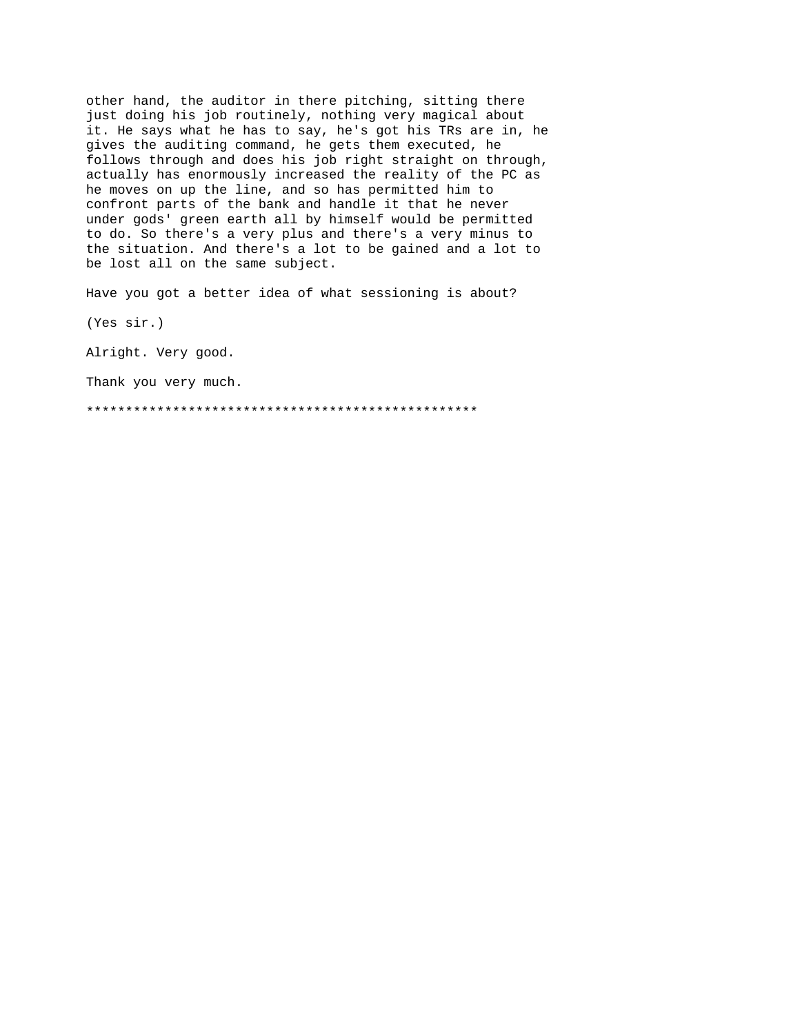other hand, the auditor in there pitching, sitting there just doing his job routinely, nothing very magical about it. He says what he has to say, he's got his TRs are in, he gives the auditing command, he gets them executed, he follows through and does his job right straight on through, actually has enormously increased the reality of the PC as he moves on up the line, and so has permitted him to confront parts of the bank and handle it that he never under gods' green earth all by himself would be permitted to do. So there's a very plus and there's a very minus to the situation. And there's a lot to be gained and a lot to be lost all on the same subject.

Have you got a better idea of what sessioning is about?

(Yes sir.)

Alright. Very good.

Thank you very much.

**************************************************